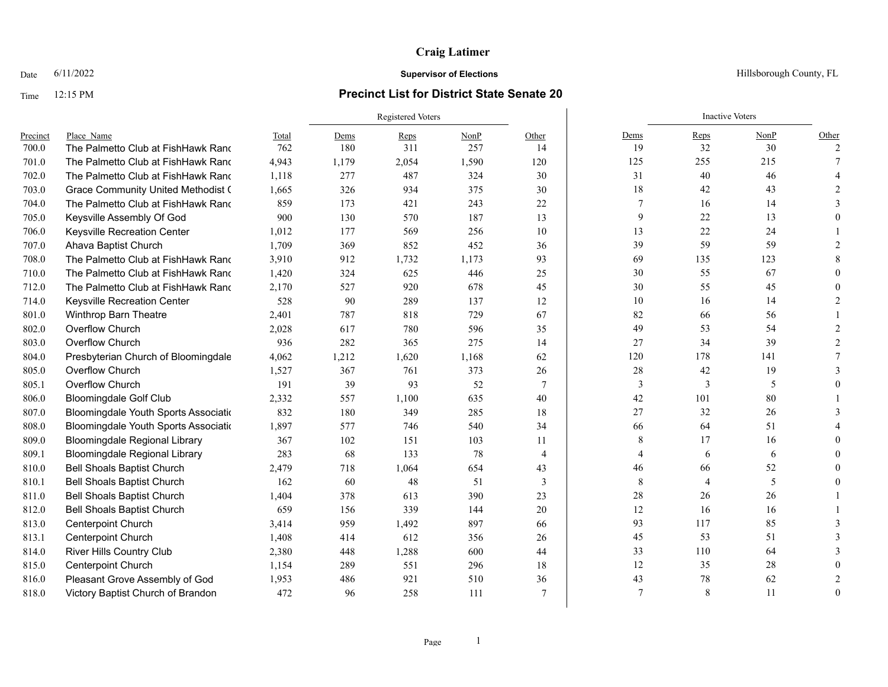# Craig Latimer

Date 6/11/2022 **Supervisor of Elections** Hillsborough County, FL

Time 12:15 PM

## Precinct List for District State Senate 20

| Precinct | Place_Name | Total | Registered Voters | | | | Inactive Voters | | | |
|---|---|---|---|---|---|---|---|---|---|---|
| | | | Dems | Reps | NonP | Other | Dems | Reps | NonP | Other |
| 700.0 | The Palmetto Club at FishHawk Ranc | 762 | 180 | 311 | 257 | 14 | 19 | 32 | 30 | 2 |
| 701.0 | The Palmetto Club at FishHawk Ranc | 4,943 | 1,179 | 2,054 | 1,590 | 120 | 125 | 255 | 215 | 7 |
| 702.0 | The Palmetto Club at FishHawk Ranc | 1,118 | 277 | 487 | 324 | 30 | 31 | 40 | 46 | 4 |
| 703.0 | Grace Community United Methodist ( | 1,665 | 326 | 934 | 375 | 30 | 18 | 42 | 43 | 2 |
| 704.0 | The Palmetto Club at FishHawk Ranc | 859 | 173 | 421 | 243 | 22 | 7 | 16 | 14 | 3 |
| 705.0 | Keysville Assembly Of God | 900 | 130 | 570 | 187 | 13 | 9 | 22 | 13 | 0 |
| 706.0 | Keysville Recreation Center | 1,012 | 177 | 569 | 256 | 10 | 13 | 22 | 24 | 1 |
| 707.0 | Ahava Baptist Church | 1,709 | 369 | 852 | 452 | 36 | 39 | 59 | 59 | 2 |
| 708.0 | The Palmetto Club at FishHawk Ranc | 3,910 | 912 | 1,732 | 1,173 | 93 | 69 | 135 | 123 | 8 |
| 710.0 | The Palmetto Club at FishHawk Ranc | 1,420 | 324 | 625 | 446 | 25 | 30 | 55 | 67 | 0 |
| 712.0 | The Palmetto Club at FishHawk Ranc | 2,170 | 527 | 920 | 678 | 45 | 30 | 55 | 45 | 0 |
| 714.0 | Keysville Recreation Center | 528 | 90 | 289 | 137 | 12 | 10 | 16 | 14 | 2 |
| 801.0 | Winthrop Barn Theatre | 2,401 | 787 | 818 | 729 | 67 | 82 | 66 | 56 | 1 |
| 802.0 | Overflow Church | 2,028 | 617 | 780 | 596 | 35 | 49 | 53 | 54 | 2 |
| 803.0 | Overflow Church | 936 | 282 | 365 | 275 | 14 | 27 | 34 | 39 | 2 |
| 804.0 | Presbyterian Church of Bloomingdale | 4,062 | 1,212 | 1,620 | 1,168 | 62 | 120 | 178 | 141 | 7 |
| 805.0 | Overflow Church | 1,527 | 367 | 761 | 373 | 26 | 28 | 42 | 19 | 3 |
| 805.1 | Overflow Church | 191 | 39 | 93 | 52 | 7 | 3 | 3 | 5 | 0 |
| 806.0 | Bloomingdale Golf Club | 2,332 | 557 | 1,100 | 635 | 40 | 42 | 101 | 80 | 1 |
| 807.0 | Bloomingdale Youth Sports Associatio | 832 | 180 | 349 | 285 | 18 | 27 | 32 | 26 | 3 |
| 808.0 | Bloomingdale Youth Sports Associatio | 1,897 | 577 | 746 | 540 | 34 | 66 | 64 | 51 | 4 |
| 809.0 | Bloomingdale Regional Library | 367 | 102 | 151 | 103 | 11 | 8 | 17 | 16 | 0 |
| 809.1 | Bloomingdale Regional Library | 283 | 68 | 133 | 78 | 4 | 4 | 6 | 6 | 0 |
| 810.0 | Bell Shoals Baptist Church | 2,479 | 718 | 1,064 | 654 | 43 | 46 | 66 | 52 | 0 |
| 810.1 | Bell Shoals Baptist Church | 162 | 60 | 48 | 51 | 3 | 8 | 4 | 5 | 0 |
| 811.0 | Bell Shoals Baptist Church | 1,404 | 378 | 613 | 390 | 23 | 28 | 26 | 26 | 1 |
| 812.0 | Bell Shoals Baptist Church | 659 | 156 | 339 | 144 | 20 | 12 | 16 | 16 | 1 |
| 813.0 | Centerpoint Church | 3,414 | 959 | 1,492 | 897 | 66 | 93 | 117 | 85 | 3 |
| 813.1 | Centerpoint Church | 1,408 | 414 | 612 | 356 | 26 | 45 | 53 | 51 | 3 |
| 814.0 | River Hills Country Club | 2,380 | 448 | 1,288 | 600 | 44 | 33 | 110 | 64 | 3 |
| 815.0 | Centerpoint Church | 1,154 | 289 | 551 | 296 | 18 | 12 | 35 | 28 | 0 |
| 816.0 | Pleasant Grove Assembly of God | 1,953 | 486 | 921 | 510 | 36 | 43 | 78 | 62 | 2 |
| 818.0 | Victory Baptist Church of Brandon | 472 | 96 | 258 | 111 | 7 | 7 | 8 | 11 | 0 |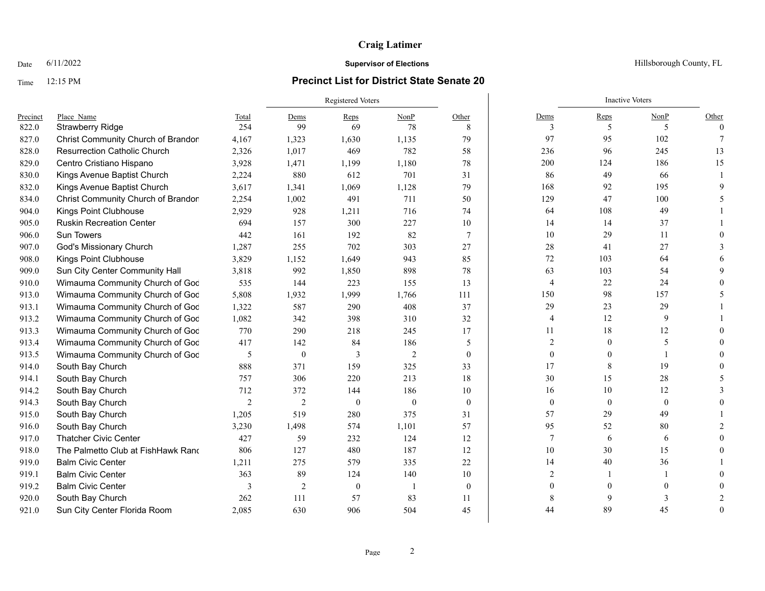# Craig Latimer

Date 6/11/2022 **Supervisor of Elections** Hillsborough County, FL

Time 12:15 PM **Precinct List for District State Senate 20**

| | | | Registered Voters | | | | Inactive Voters | | | |
|---|---|---|---|---|---|---|---|---|---|---|
| Precinct | Place_Name | Total | Dems | Reps | NonP | Other | Dems | Reps | NonP | Other |
| 822.0 | Strawberry Ridge | 254 | 99 | 69 | 78 | 8 | 3 | 5 | 5 | 0 |
| 827.0 | Christ Community Church of Brandon | 4,167 | 1,323 | 1,630 | 1,135 | 79 | 97 | 95 | 102 | 7 |
| 828.0 | Resurrection Catholic Church | 2,326 | 1,017 | 469 | 782 | 58 | 236 | 96 | 245 | 13 |
| 829.0 | Centro Cristiano Hispano | 3,928 | 1,471 | 1,199 | 1,180 | 78 | 200 | 124 | 186 | 15 |
| 830.0 | Kings Avenue Baptist Church | 2,224 | 880 | 612 | 701 | 31 | 86 | 49 | 66 | 1 |
| 832.0 | Kings Avenue Baptist Church | 3,617 | 1,341 | 1,069 | 1,128 | 79 | 168 | 92 | 195 | 9 |
| 834.0 | Christ Community Church of Brandon | 2,254 | 1,002 | 491 | 711 | 50 | 129 | 47 | 100 | 5 |
| 904.0 | Kings Point Clubhouse | 2,929 | 928 | 1,211 | 716 | 74 | 64 | 108 | 49 | 1 |
| 905.0 | Ruskin Recreation Center | 694 | 157 | 300 | 227 | 10 | 14 | 14 | 37 | 1 |
| 906.0 | Sun Towers | 442 | 161 | 192 | 82 | 7 | 10 | 29 | 11 | 0 |
| 907.0 | God's Missionary Church | 1,287 | 255 | 702 | 303 | 27 | 28 | 41 | 27 | 3 |
| 908.0 | Kings Point Clubhouse | 3,829 | 1,152 | 1,649 | 943 | 85 | 72 | 103 | 64 | 6 |
| 909.0 | Sun City Center Community Hall | 3,818 | 992 | 1,850 | 898 | 78 | 63 | 103 | 54 | 9 |
| 910.0 | Wimauma Community Church of God | 535 | 144 | 223 | 155 | 13 | 4 | 22 | 24 | 0 |
| 913.0 | Wimauma Community Church of God | 5,808 | 1,932 | 1,999 | 1,766 | 111 | 150 | 98 | 157 | 5 |
| 913.1 | Wimauma Community Church of God | 1,322 | 587 | 290 | 408 | 37 | 29 | 23 | 29 | 1 |
| 913.2 | Wimauma Community Church of God | 1,082 | 342 | 398 | 310 | 32 | 4 | 12 | 9 | 1 |
| 913.3 | Wimauma Community Church of God | 770 | 290 | 218 | 245 | 17 | 11 | 18 | 12 | 0 |
| 913.4 | Wimauma Community Church of God | 417 | 142 | 84 | 186 | 5 | 2 | 0 | 5 | 0 |
| 913.5 | Wimauma Community Church of God | 5 | 0 | 3 | 2 | 0 | 0 | 0 | 1 | 0 |
| 914.0 | South Bay Church | 888 | 371 | 159 | 325 | 33 | 17 | 8 | 19 | 0 |
| 914.1 | South Bay Church | 757 | 306 | 220 | 213 | 18 | 30 | 15 | 28 | 5 |
| 914.2 | South Bay Church | 712 | 372 | 144 | 186 | 10 | 16 | 10 | 12 | 3 |
| 914.3 | South Bay Church | 2 | 2 | 0 | 0 | 0 | 0 | 0 | 0 | 0 |
| 915.0 | South Bay Church | 1,205 | 519 | 280 | 375 | 31 | 57 | 29 | 49 | 1 |
| 916.0 | South Bay Church | 3,230 | 1,498 | 574 | 1,101 | 57 | 95 | 52 | 80 | 2 |
| 917.0 | Thatcher Civic Center | 427 | 59 | 232 | 124 | 12 | 7 | 6 | 6 | 0 |
| 918.0 | The Palmetto Club at FishHawk Ranch | 806 | 127 | 480 | 187 | 12 | 10 | 30 | 15 | 0 |
| 919.0 | Balm Civic Center | 1,211 | 275 | 579 | 335 | 22 | 14 | 40 | 36 | 1 |
| 919.1 | Balm Civic Center | 363 | 89 | 124 | 140 | 10 | 2 | 1 | 1 | 0 |
| 919.2 | Balm Civic Center | 3 | 2 | 0 | 1 | 0 | 0 | 0 | 0 | 0 |
| 920.0 | South Bay Church | 262 | 111 | 57 | 83 | 11 | 8 | 9 | 3 | 2 |
| 921.0 | Sun City Center Florida Room | 2,085 | 630 | 906 | 504 | 45 | 44 | 89 | 45 | 0 |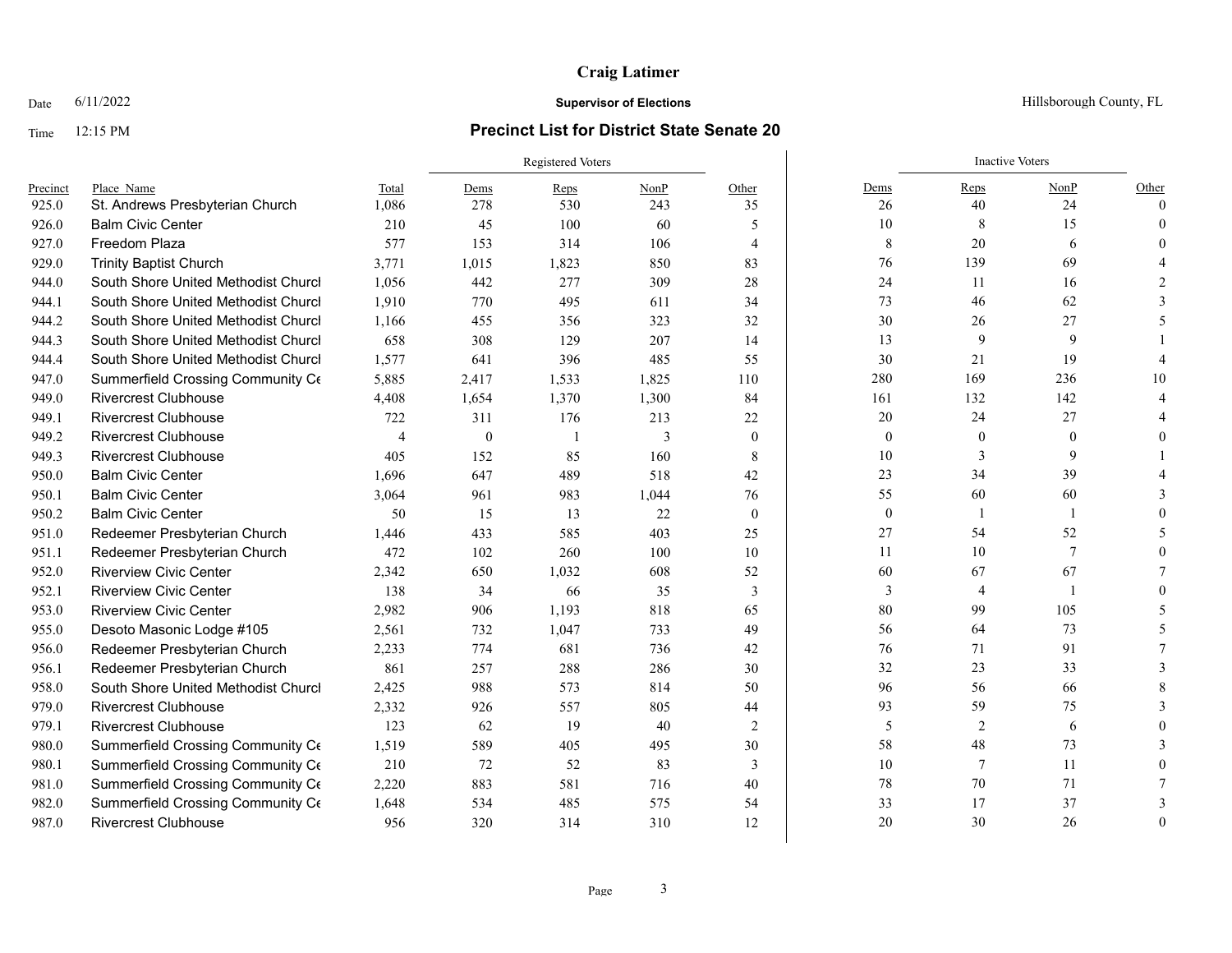# Craig Latimer

Date 6/11/2022 **Supervisor of Elections** Hillsborough County, FL

Time 12:15 PM **Precinct List for District State Senate 20**

| Precinct | Place_Name | Total | Registered Voters | | | | Inactive Voters | | | |
|---|---|---|---|---|---|---|---|---|---|---|
| | | | Dems | Reps | NonP | Other | Dems | Reps | NonP | Other |
| 925.0 | St. Andrews Presbyterian Church | 1,086 | 278 | 530 | 243 | 35 | 26 | 40 | 24 | 0 |
| 926.0 | Balm Civic Center | 210 | 45 | 100 | 60 | 5 | 10 | 8 | 15 | 0 |
| 927.0 | Freedom Plaza | 577 | 153 | 314 | 106 | 4 | 8 | 20 | 6 | 0 |
| 929.0 | Trinity Baptist Church | 3,771 | 1,015 | 1,823 | 850 | 83 | 76 | 139 | 69 | 4 |
| 944.0 | South Shore United Methodist Churcl | 1,056 | 442 | 277 | 309 | 28 | 24 | 11 | 16 | 2 |
| 944.1 | South Shore United Methodist Churcl | 1,910 | 770 | 495 | 611 | 34 | 73 | 46 | 62 | 3 |
| 944.2 | South Shore United Methodist Churcl | 1,166 | 455 | 356 | 323 | 32 | 30 | 26 | 27 | 5 |
| 944.3 | South Shore United Methodist Churcl | 658 | 308 | 129 | 207 | 14 | 13 | 9 | 9 | 1 |
| 944.4 | South Shore United Methodist Churcl | 1,577 | 641 | 396 | 485 | 55 | 30 | 21 | 19 | 4 |
| 947.0 | Summerfield Crossing Community Ce | 5,885 | 2,417 | 1,533 | 1,825 | 110 | 280 | 169 | 236 | 10 |
| 949.0 | Rivercrest Clubhouse | 4,408 | 1,654 | 1,370 | 1,300 | 84 | 161 | 132 | 142 | 4 |
| 949.1 | Rivercrest Clubhouse | 722 | 311 | 176 | 213 | 22 | 20 | 24 | 27 | 4 |
| 949.2 | Rivercrest Clubhouse | 4 | 0 | 1 | 3 | 0 | 0 | 0 | 0 | 0 |
| 949.3 | Rivercrest Clubhouse | 405 | 152 | 85 | 160 | 8 | 10 | 3 | 9 | 1 |
| 950.0 | Balm Civic Center | 1,696 | 647 | 489 | 518 | 42 | 23 | 34 | 39 | 4 |
| 950.1 | Balm Civic Center | 3,064 | 961 | 983 | 1,044 | 76 | 55 | 60 | 60 | 3 |
| 950.2 | Balm Civic Center | 50 | 15 | 13 | 22 | 0 | 0 | 1 | 1 | 0 |
| 951.0 | Redeemer Presbyterian Church | 1,446 | 433 | 585 | 403 | 25 | 27 | 54 | 52 | 5 |
| 951.1 | Redeemer Presbyterian Church | 472 | 102 | 260 | 100 | 10 | 11 | 10 | 7 | 0 |
| 952.0 | Riverview Civic Center | 2,342 | 650 | 1,032 | 608 | 52 | 60 | 67 | 67 | 7 |
| 952.1 | Riverview Civic Center | 138 | 34 | 66 | 35 | 3 | 3 | 4 | 1 | 0 |
| 953.0 | Riverview Civic Center | 2,982 | 906 | 1,193 | 818 | 65 | 80 | 99 | 105 | 5 |
| 955.0 | Desoto Masonic Lodge #105 | 2,561 | 732 | 1,047 | 733 | 49 | 56 | 64 | 73 | 5 |
| 956.0 | Redeemer Presbyterian Church | 2,233 | 774 | 681 | 736 | 42 | 76 | 71 | 91 | 7 |
| 956.1 | Redeemer Presbyterian Church | 861 | 257 | 288 | 286 | 30 | 32 | 23 | 33 | 3 |
| 958.0 | South Shore United Methodist Churcl | 2,425 | 988 | 573 | 814 | 50 | 96 | 56 | 66 | 8 |
| 979.0 | Rivercrest Clubhouse | 2,332 | 926 | 557 | 805 | 44 | 93 | 59 | 75 | 3 |
| 979.1 | Rivercrest Clubhouse | 123 | 62 | 19 | 40 | 2 | 5 | 2 | 6 | 0 |
| 980.0 | Summerfield Crossing Community Ce | 1,519 | 589 | 405 | 495 | 30 | 58 | 48 | 73 | 3 |
| 980.1 | Summerfield Crossing Community Ce | 210 | 72 | 52 | 83 | 3 | 10 | 7 | 11 | 0 |
| 981.0 | Summerfield Crossing Community Ce | 2,220 | 883 | 581 | 716 | 40 | 78 | 70 | 71 | 7 |
| 982.0 | Summerfield Crossing Community Ce | 1,648 | 534 | 485 | 575 | 54 | 33 | 17 | 37 | 3 |
| 987.0 | Rivercrest Clubhouse | 956 | 320 | 314 | 310 | 12 | 20 | 30 | 26 | 0 |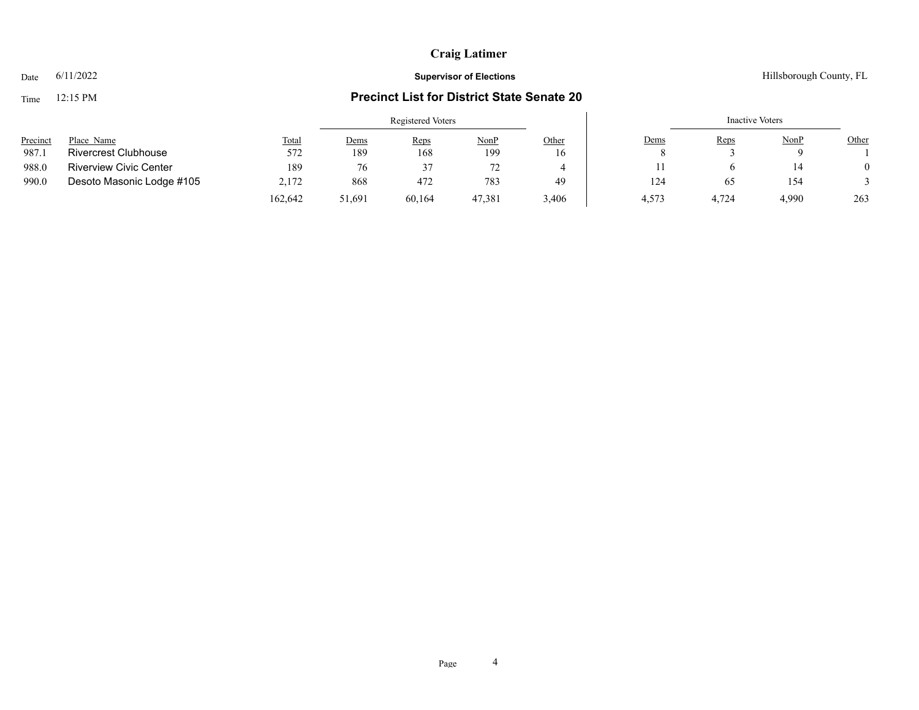# Craig Latimer

Date 6/11/2022

## Supervisor of Elections

Hillsborough County, FL

Time 12:15 PM

## Precinct List for District State Senate 20

| | | | Registered Voters | | | | Inactive Voters | | | |
|---|---|---|---|---|---|---|---|---|---|---|
| Precinct | Place_Name | Total | Dems | Reps | NonP | Other | Dems | Reps | NonP | Other |
| 987.1 | Rivercrest Clubhouse | 572 | 189 | 168 | 199 | 16 | 8 | 3 | 9 | 1 |
| 988.0 | Riverview Civic Center | 189 | 76 | 37 | 72 | 4 | 11 | 6 | 14 | 0 |
| 990.0 | Desoto Masonic Lodge #105 | 2,172 | 868 | 472 | 783 | 49 | 124 | 65 | 154 | 3 |
| | | 162,642 | 51,691 | 60,164 | 47,381 | 3,406 | 4,573 | 4,724 | 4,990 | 263 |